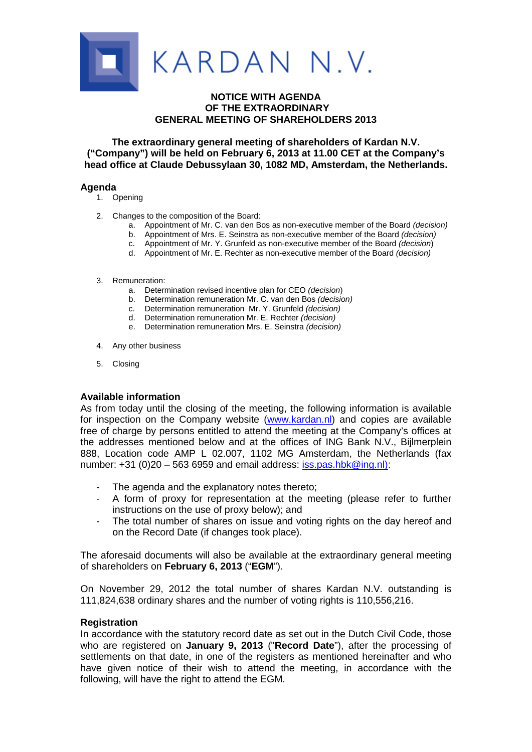KARDAN N.V.

**NOTICE WITH AGENDA**
**OF THE EXTRAORDINARY**
**GENERAL MEETING OF SHAREHOLDERS 2013**

**The extraordinary general meeting of shareholders of Kardan N.V. ("Company") will be held on February 6, 2013 at 11.00 CET at the Company's head office at Claude Debussylaan 30, 1082 MD, Amsterdam, the Netherlands.**

## Agenda

1. Opening
2. Changes to the composition of the Board:
   a. Appointment of Mr. C. van den Bos as non-executive member of the Board *(decision)*
   b. Appointment of Mrs. E. Seinstra as non-executive member of the Board *(decision)*
   c. Appointment of Mr. Y. Grunfeld as non-executive member of the Board *(decision)*
   d. Appointment of Mr. E. Rechter as non-executive member of the Board *(decision)*
3. Remuneration:
   a. Determination revised incentive plan for CEO *(decision)*
   b. Determination remuneration Mr. C. van den Bos *(decision)*
   c. Determination remuneration Mr. Y. Grunfeld *(decision)*
   d. Determination remuneration Mr. E. Rechter *(decision)*
   e. Determination remuneration Mrs. E. Seinstra *(decision)*
4. Any other business
5. Closing

## Available information

As from today until the closing of the meeting, the following information is available for inspection on the Company website (www.kardan.nl) and copies are available free of charge by persons entitled to attend the meeting at the Company's offices at the addresses mentioned below and at the offices of ING Bank N.V., Bijlmerplein 888, Location code AMP L 02.007, 1102 MG Amsterdam, the Netherlands (fax number: +31 (0)20 – 563 6959 and email address: iss.pas.hbk@ing.nl):

- The agenda and the explanatory notes thereto;
- A form of proxy for representation at the meeting (please refer to further instructions on the use of proxy below); and
- The total number of shares on issue and voting rights on the day hereof and on the Record Date (if changes took place).

The aforesaid documents will also be available at the extraordinary general meeting of shareholders on **February 6, 2013** ("**EGM**").

On November 29, 2012 the total number of shares Kardan N.V. outstanding is 111,824,638 ordinary shares and the number of voting rights is 110,556,216.

## Registration

In accordance with the statutory record date as set out in the Dutch Civil Code, those who are registered on **January 9, 2013** ("**Record Date**"), after the processing of settlements on that date, in one of the registers as mentioned hereinafter and who have given notice of their wish to attend the meeting, in accordance with the following, will have the right to attend the EGM.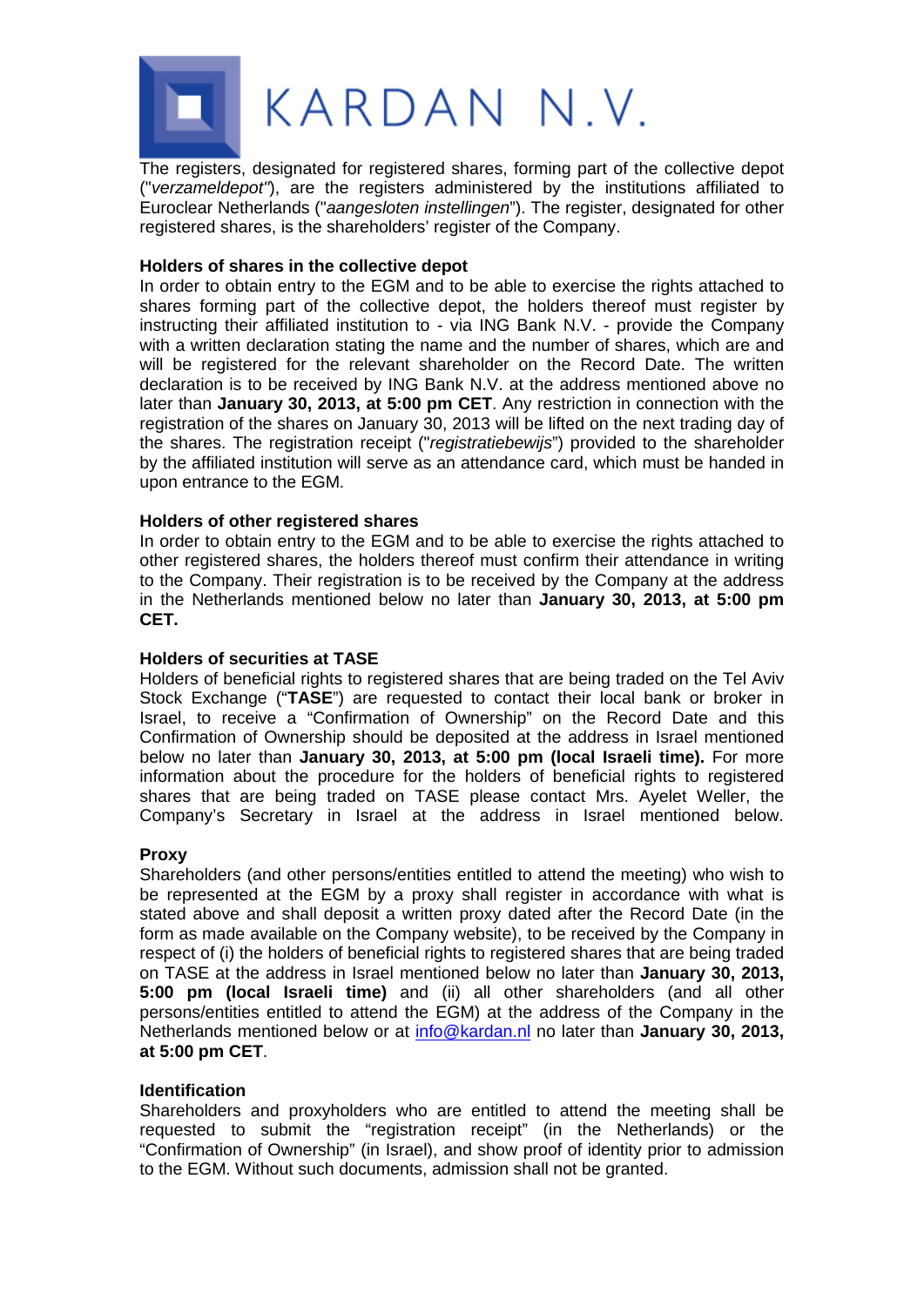The registers, designated for registered shares, forming part of the collective depot ("*verzameldepot*"), are the registers administered by the institutions affiliated to Euroclear Netherlands ("*aangesloten instellingen*"). The register, designated for other registered shares, is the shareholders' register of the Company.

**Holders of shares in the collective depot**

In order to obtain entry to the EGM and to be able to exercise the rights attached to shares forming part of the collective depot, the holders thereof must register by instructing their affiliated institution to - via ING Bank N.V. - provide the Company with a written declaration stating the name and the number of shares, which are and will be registered for the relevant shareholder on the Record Date. The written declaration is to be received by ING Bank N.V. at the address mentioned above no later than **January 30, 2013, at 5:00 pm CET**. Any restriction in connection with the registration of the shares on January 30, 2013 will be lifted on the next trading day of the shares. The registration receipt ("*registratiebewijs*") provided to the shareholder by the affiliated institution will serve as an attendance card, which must be handed in upon entrance to the EGM.

**Holders of other registered shares**

In order to obtain entry to the EGM and to be able to exercise the rights attached to other registered shares, the holders thereof must confirm their attendance in writing to the Company. Their registration is to be received by the Company at the address in the Netherlands mentioned below no later than **January 30, 2013, at 5:00 pm CET.**

**Holders of securities at TASE**

Holders of beneficial rights to registered shares that are being traded on the Tel Aviv Stock Exchange ("**TASE**") are requested to contact their local bank or broker in Israel, to receive a "Confirmation of Ownership" on the Record Date and this Confirmation of Ownership should be deposited at the address in Israel mentioned below no later than **January 30, 2013, at 5:00 pm (local Israeli time).** For more information about the procedure for the holders of beneficial rights to registered shares that are being traded on TASE please contact Mrs. Ayelet Weller, the Company's Secretary in Israel at the address in Israel mentioned below.

**Proxy**

Shareholders (and other persons/entities entitled to attend the meeting) who wish to be represented at the EGM by a proxy shall register in accordance with what is stated above and shall deposit a written proxy dated after the Record Date (in the form as made available on the Company website), to be received by the Company in respect of (i) the holders of beneficial rights to registered shares that are being traded on TASE at the address in Israel mentioned below no later than **January 30, 2013, 5:00 pm (local Israeli time)** and (ii) all other shareholders (and all other persons/entities entitled to attend the EGM) at the address of the Company in the Netherlands mentioned below or at info@kardan.nl no later than **January 30, 2013, at 5:00 pm CET**.

**Identification**

Shareholders and proxyholders who are entitled to attend the meeting shall be requested to submit the "registration receipt" (in the Netherlands) or the "Confirmation of Ownership" (in Israel), and show proof of identity prior to admission to the EGM. Without such documents, admission shall not be granted.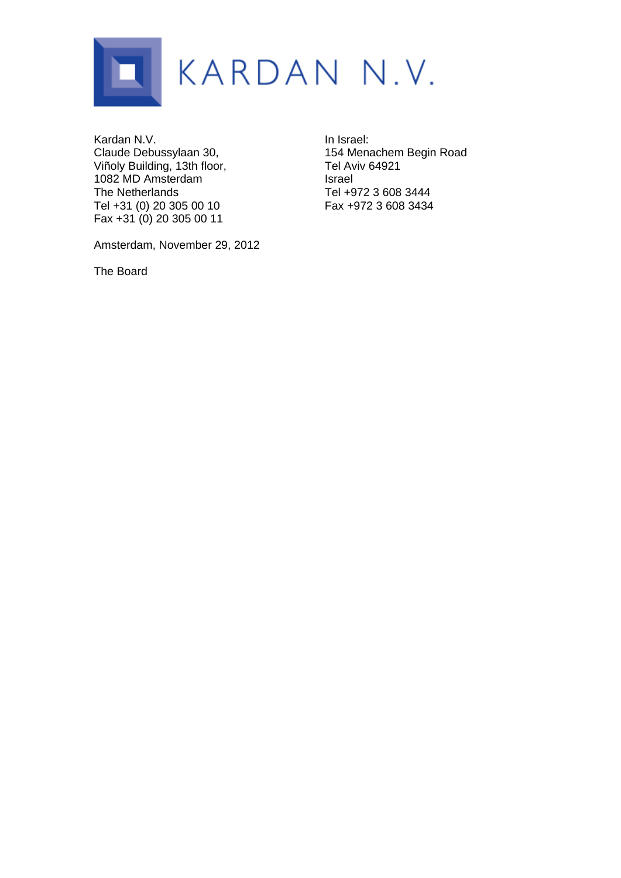KARDAN N.V.

Kardan N.V.
Claude Debussylaan 30,
Viñoly Building, 13th floor,
1082 MD Amsterdam
The Netherlands
Tel +31 (0) 20 305 00 10
Fax +31 (0) 20 305 00 11

In Israel:
154 Menachem Begin Road
Tel Aviv 64921
Israel
Tel +972 3 608 3444
Fax +972 3 608 3434

Amsterdam, November 29, 2012

The Board